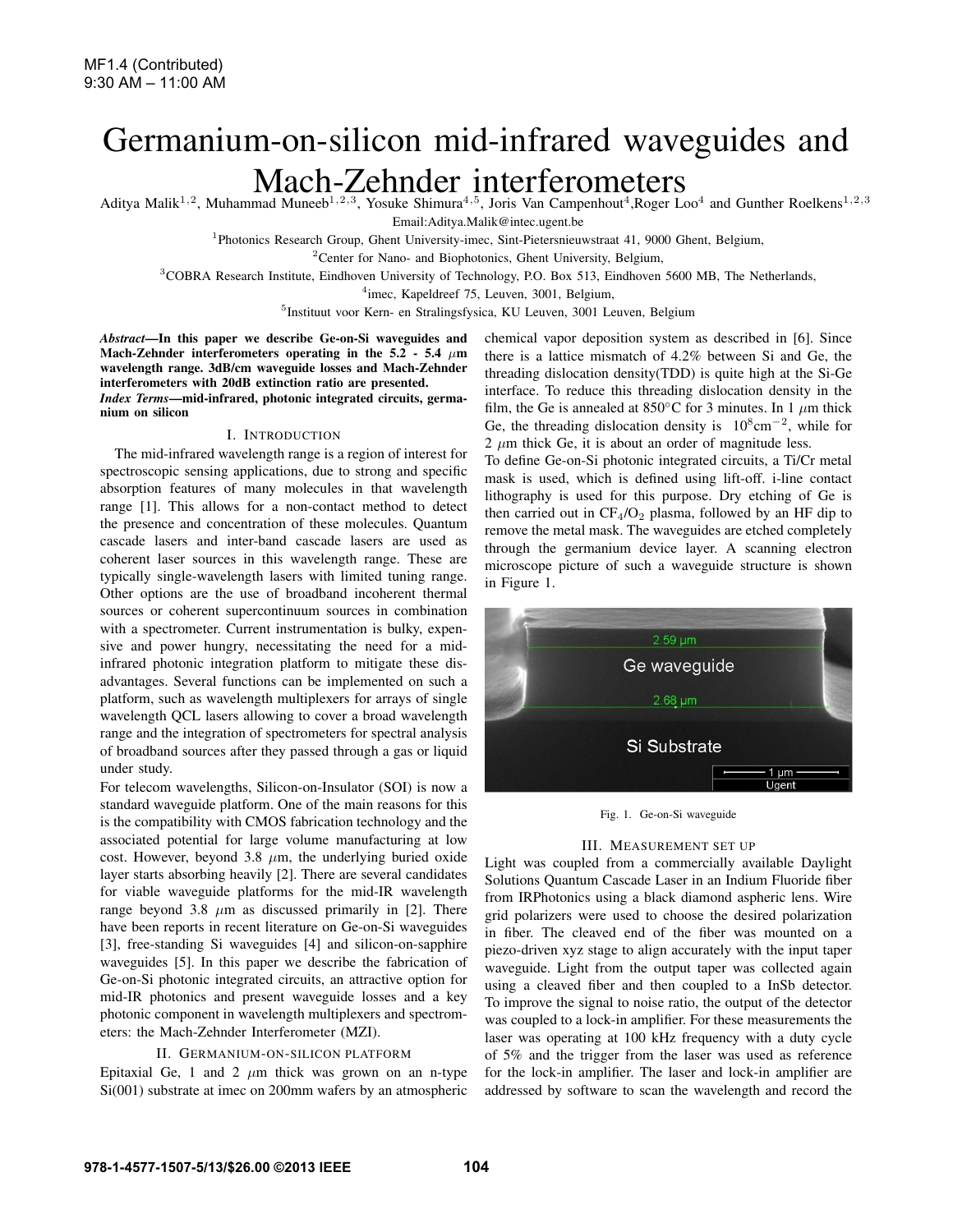MF1.4 (Contributed)
9:30 AM – 11:00 AM

# Germanium-on-silicon mid-infrared waveguides and Mach-Zehnder interferometers

Aditya Malik[1,2], Muhammad Muneeb[1,2,3], Yosuke Shimura[4,5], Joris Van Campenhout[4], Roger Loo[4] and Gunther Roelkens[1,2,3]

Email:Aditya.Malik@intec.ugent.be

[1]Photonics Research Group, Ghent University-imec, Sint-Pietersnieuwstraat 41, 9000 Ghent, Belgium,

[2]Center for Nano- and Biophotonics, Ghent University, Belgium,

[3]COBRA Research Institute, Eindhoven University of Technology, P.O. Box 513, Eindhoven 5600 MB, The Netherlands,

[4]imec, Kapeldreef 75, Leuven, 3001, Belgium,

[5]Instituut voor Kern- en Stralingsfysica, KU Leuven, 3001 Leuven, Belgium

***Abstract*—In this paper we describe Ge-on-Si waveguides and Mach-Zehnder interferometers operating in the 5.2 - 5.4 $\mu$m wavelength range. 3dB/cm waveguide losses and Mach-Zehnder interferometers with 20dB extinction ratio are presented.**

***Index Terms*—mid-infrared, photonic integrated circuits, germanium on silicon**

## I. Introduction

The mid-infrared wavelength range is a region of interest for spectroscopic sensing applications, due to strong and specific absorption features of many molecules in that wavelength range [1]. This allows for a non-contact method to detect the presence and concentration of these molecules. Quantum cascade lasers and inter-band cascade lasers are used as coherent laser sources in this wavelength range. These are typically single-wavelength lasers with limited tuning range. Other options are the use of broadband incoherent thermal sources or coherent supercontinuum sources in combination with a spectrometer. Current instrumentation is bulky, expensive and power hungry, necessitating the need for a mid-infrared photonic integration platform to mitigate these disadvantages. Several functions can be implemented on such a platform, such as wavelength multiplexers for arrays of single wavelength QCL lasers allowing to cover a broad wavelength range and the integration of spectrometers for spectral analysis of broadband sources after they passed through a gas or liquid under study.

For telecom wavelengths, Silicon-on-Insulator (SOI) is now a standard waveguide platform. One of the main reasons for this is the compatibility with CMOS fabrication technology and the associated potential for large volume manufacturing at low cost. However, beyond 3.8 $\mu$m, the underlying buried oxide layer starts absorbing heavily [2]. There are several candidates for viable waveguide platforms for the mid-IR wavelength range beyond 3.8 $\mu$m as discussed primarily in [2]. There have been reports in recent literature on Ge-on-Si waveguides [3], free-standing Si waveguides [4] and silicon-on-sapphire waveguides [5]. In this paper we describe the fabrication of Ge-on-Si photonic integrated circuits, an attractive option for mid-IR photonics and present waveguide losses and a key photonic component in wavelength multiplexers and spectrometers: the Mach-Zehnder Interferometer (MZI).

## II. Germanium-on-silicon platform

Epitaxial Ge, 1 and 2 $\mu$m thick was grown on an n-type Si(001) substrate at imec on 200mm wafers by an atmospheric chemical vapor deposition system as described in [6]. Since there is a lattice mismatch of 4.2% between Si and Ge, the threading dislocation density(TDD) is quite high at the Si-Ge interface. To reduce this threading dislocation density in the film, the Ge is annealed at 850°C for 3 minutes. In 1 $\mu$m thick Ge, the threading dislocation density is $10^8 \text{cm}^{-2}$, while for 2 $\mu$m thick Ge, it is about an order of magnitude less.

To define Ge-on-Si photonic integrated circuits, a Ti/Cr metal mask is used, which is defined using lift-off. i-line contact lithography is used for this purpose. Dry etching of Ge is then carried out in $CF_4/O_2$ plasma, followed by an HF dip to remove the metal mask. The waveguides are etched completely through the germanium device layer. A scanning electron microscope picture of such a waveguide structure is shown in Figure 1.

Fig. 1. Ge-on-Si waveguide

## III. Measurement set up

Light was coupled from a commercially available Daylight Solutions Quantum Cascade Laser in an Indium Fluoride fiber from IRPhotonics using a black diamond aspheric lens. Wire grid polarizers were used to choose the desired polarization in fiber. The cleaved end of the fiber was mounted on a piezo-driven xyz stage to align accurately with the input taper waveguide. Light from the output taper was collected again using a cleaved fiber and then coupled to a InSb detector. To improve the signal to noise ratio, the output of the detector was coupled to a lock-in amplifier. For these measurements the laser was operating at 100 kHz frequency with a duty cycle of 5% and the trigger from the laser was used as reference for the lock-in amplifier. The laser and lock-in amplifier are addressed by software to scan the wavelength and record the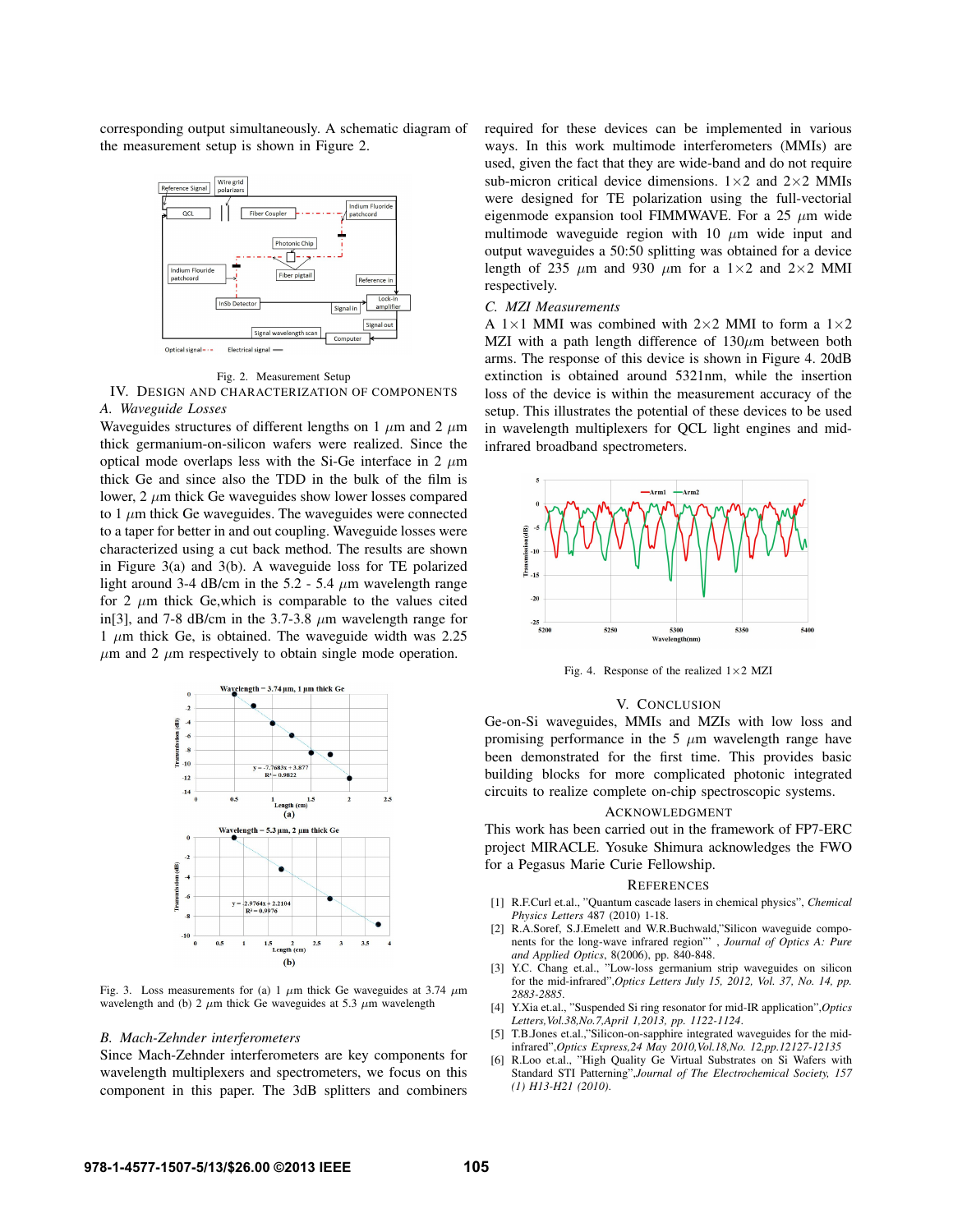corresponding output simultaneously. A schematic diagram of the measurement setup is shown in Figure 2.

Reference Signal
Wire grid polarizers
QCL
Fiber Coupler
Indium Fluoride patchcord
Photonic Chip
Indium Flouride patchcord
Fiber pigtail
Reference in
InSb Detector
Signal in
Lock-in amplifier
Signal out
Signal wavelength scan
Computer
Optical signal
Electrical signal

Fig. 2. Measurement Setup

## IV. Design and Characterization of Components

### A. Waveguide Losses

Waveguides structures of different lengths on 1 $\mu$m and 2 $\mu$m thick germanium-on-silicon wafers were realized. Since the optical mode overlaps less with the Si-Ge interface in 2 $\mu$m thick Ge and since also the TDD in the bulk of the film is lower, 2 $\mu$m thick Ge waveguides show lower losses compared to 1 $\mu$m thick Ge waveguides. The waveguides were connected to a taper for better in and out coupling. Waveguide losses were characterized using a cut back method. The results are shown in Figure 3(a) and 3(b). A waveguide loss for TE polarized light around 3-4 dB/cm in the 5.2 - 5.4 $\mu$m wavelength range for 2 $\mu$m thick Ge,which is comparable to the values cited in[3], and 7-8 dB/cm in the 3.7-3.8 $\mu$m wavelength range for 1 $\mu$m thick Ge, is obtained. The waveguide width was 2.25 $\mu$m and 2 $\mu$m respectively to obtain single mode operation.

Wavelength = 3.74 µm, 1 µm thick Ge
Transmission (dB)
0
-2
-4
-6
-8
-10
-12
-14
0
0.5
1
1.5
2
2.5
Length (cm)
y = -7.7683x + 3.877
R² = 0.9822
(a)

Wavelength = 5.3 µm, 2 µm thick Ge
Transmission (dB)
0
-2
-4
-6
-8
-10
0
0.5
1
1.5
2
2.5
3
3.5
4
Length (cm)
y = -2.9764x + 2.2104
R² = 0.9976
(b)

Fig. 3. Loss measurements for (a) 1 $\mu$m thick Ge waveguides at 3.74 $\mu$m wavelength and (b) 2 $\mu$m thick Ge waveguides at 5.3 $\mu$m wavelength

### B. Mach-Zehnder interferometers

Since Mach-Zehnder interferometers are key components for wavelength multiplexers and spectrometers, we focus on this component in this paper. The 3dB splitters and combiners required for these devices can be implemented in various ways. In this work multimode interferometers (MMIs) are used, given the fact that they are wide-band and do not require sub-micron critical device dimensions. 1$\times$2 and 2$\times$2 MMIs were designed for TE polarization using the full-vectorial eigenmode expansion tool FIMMWAVE. For a 25 $\mu$m wide multimode waveguide region with 10 $\mu$m wide input and output waveguides a 50:50 splitting was obtained for a device length of 235 $\mu$m and 930 $\mu$m for a 1$\times$2 and 2$\times$2 MMI respectively.

### C. MZI Measurements

A 1$\times$1 MMI was combined with 2$\times$2 MMI to form a 1$\times$2 MZI with a path length difference of 130$\mu$m between both arms. The response of this device is shown in Figure 4. 20dB extinction is obtained around 5321nm, while the insertion loss of the device is within the measurement accuracy of the setup. This illustrates the potential of these devices to be used in wavelength multiplexers for QCL light engines and mid-infrared broadband spectrometers.

Arm1
Arm2
Transmission(dB)
5
0
-5
-10
-15
-20
-25
5200
5250
5300
5350
5400
Wavelength(nm)

Fig. 4. Response of the realized 1$\times$2 MZI

## V. Conclusion

Ge-on-Si waveguides, MMIs and MZIs with low loss and promising performance in the 5 $\mu$m wavelength range have been demonstrated for the first time. This provides basic building blocks for more complicated photonic integrated circuits to realize complete on-chip spectroscopic systems.

## Acknowledgment

This work has been carried out in the framework of FP7-ERC project MIRACLE. Yosuke Shimura acknowledges the FWO for a Pegasus Marie Curie Fellowship.

## References

[1] R.F.Curl et.al., "Quantum cascade lasers in chemical physics", *Chemical Physics Letters* 487 (2010) 1-18.

[2] R.A.Soref, S.J.Emelett and W.R.Buchwald,"Silicon waveguide components for the long-wave infrared region"' , *Journal of Optics A: Pure and Applied Optics*, 8(2006), pp. 840-848.

[3] Y.C. Chang et.al., "Low-loss germanium strip waveguides on silicon for the mid-infrared",*Optics Letters July 15, 2012, Vol. 37, No. 14, pp. 2883-2885*.

[4] Y.Xia et.al., "Suspended Si ring resonator for mid-IR application",*Optics Letters,Vol.38,No.7,April 1,2013, pp. 1122-1124*.

[5] T.B.Jones et.al.,"Silicon-on-sapphire integrated waveguides for the mid-infrared",*Optics Express,24 May 2010,Vol.18,No. 12,pp.12127-12135*

[6] R.Loo et.al., "High Quality Ge Virtual Substrates on Si Wafers with Standard STI Patterning",*Journal of The Electrochemical Society, 157 (1) H13-H21 (2010).*